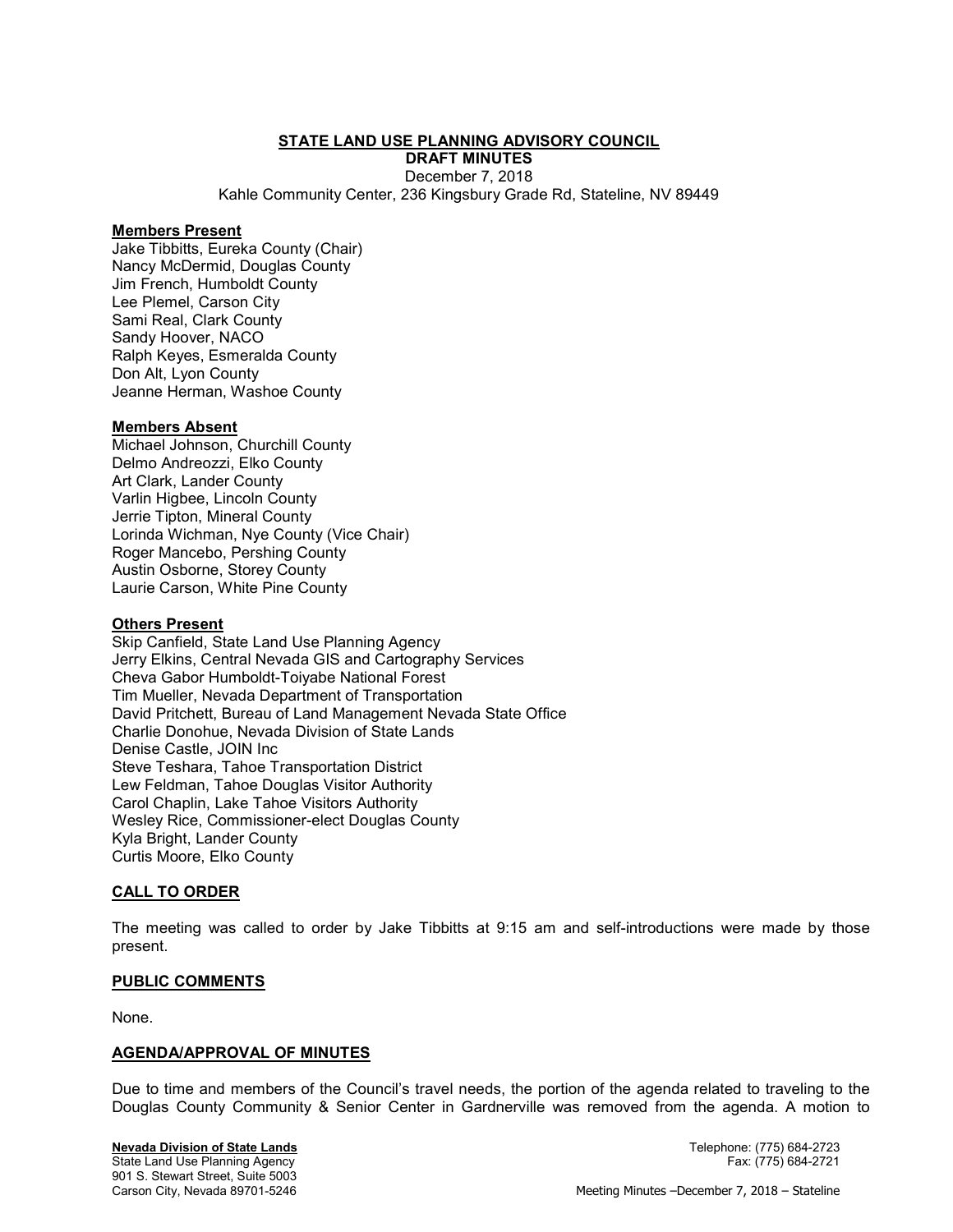# STATE LAND USE PLANNING ADVISORY COUNCIL

**DRAFT MINUTES**

December 7, 2018

Kahle Community Center, 236 Kingsbury Grade Rd, Stateline, NV 89449

## Members Present

Jake Tibbitts, Eureka County (Chair)
Nancy McDermid, Douglas County
Jim French, Humboldt County
Lee Plemel, Carson City
Sami Real, Clark County
Sandy Hoover, NACO
Ralph Keyes, Esmeralda County
Don Alt, Lyon County
Jeanne Herman, Washoe County

## Members Absent

Michael Johnson, Churchill County
Delmo Andreozzi, Elko County
Art Clark, Lander County
Varlin Higbee, Lincoln County
Jerrie Tipton, Mineral County
Lorinda Wichman, Nye County (Vice Chair)
Roger Mancebo, Pershing County
Austin Osborne, Storey County
Laurie Carson, White Pine County

## Others Present

Skip Canfield, State Land Use Planning Agency
Jerry Elkins, Central Nevada GIS and Cartography Services
Cheva Gabor Humboldt-Toiyabe National Forest
Tim Mueller, Nevada Department of Transportation
David Pritchett, Bureau of Land Management Nevada State Office
Charlie Donohue, Nevada Division of State Lands
Denise Castle, JOIN Inc
Steve Teshara, Tahoe Transportation District
Lew Feldman, Tahoe Douglas Visitor Authority
Carol Chaplin, Lake Tahoe Visitors Authority
Wesley Rice, Commissioner-elect Douglas County
Kyla Bright, Lander County
Curtis Moore, Elko County

## CALL TO ORDER

The meeting was called to order by Jake Tibbitts at 9:15 am and self-introductions were made by those present.

## PUBLIC COMMENTS

None.

## AGENDA/APPROVAL OF MINUTES

Due to time and members of the Council's travel needs, the portion of the agenda related to traveling to the Douglas County Community & Senior Center in Gardnerville was removed from the agenda. A motion to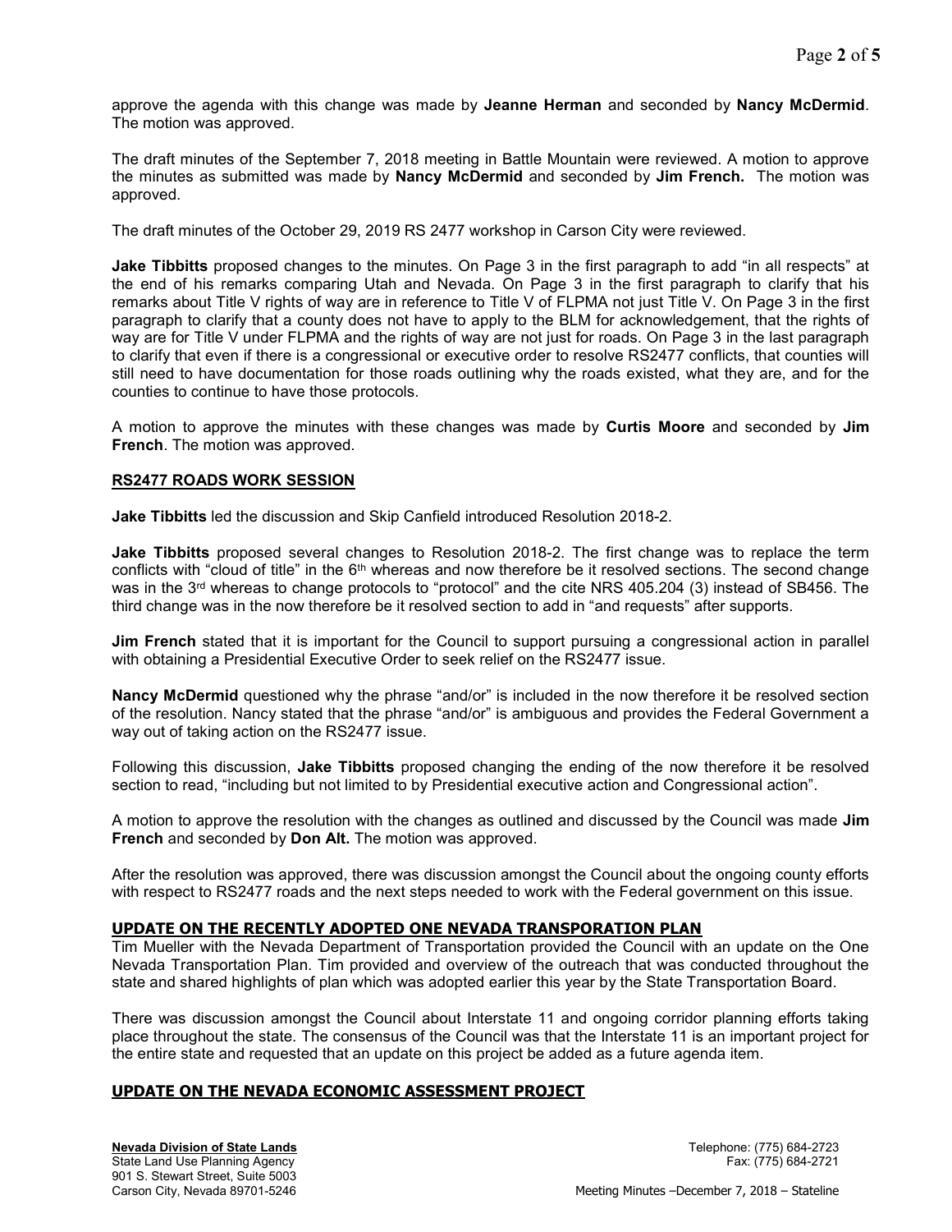approve the agenda with this change was made by **Jeanne Herman** and seconded by **Nancy McDermid**. The motion was approved.

The draft minutes of the September 7, 2018 meeting in Battle Mountain were reviewed. A motion to approve the minutes as submitted was made by **Nancy McDermid** and seconded by **Jim French.** The motion was approved.

The draft minutes of the October 29, 2019 RS 2477 workshop in Carson City were reviewed.

**Jake Tibbitts** proposed changes to the minutes. On Page 3 in the first paragraph to add "in all respects" at the end of his remarks comparing Utah and Nevada. On Page 3 in the first paragraph to clarify that his remarks about Title V rights of way are in reference to Title V of FLPMA not just Title V. On Page 3 in the first paragraph to clarify that a county does not have to apply to the BLM for acknowledgement, that the rights of way are for Title V under FLPMA and the rights of way are not just for roads. On Page 3 in the last paragraph to clarify that even if there is a congressional or executive order to resolve RS2477 conflicts, that counties will still need to have documentation for those roads outlining why the roads existed, what they are, and for the counties to continue to have those protocols.

A motion to approve the minutes with these changes was made by **Curtis Moore** and seconded by **Jim French**. The motion was approved.

## RS2477 ROADS WORK SESSION

**Jake Tibbitts** led the discussion and Skip Canfield introduced Resolution 2018-2.

**Jake Tibbitts** proposed several changes to Resolution 2018-2. The first change was to replace the term conflicts with "cloud of title" in the 6th whereas and now therefore be it resolved sections. The second change was in the 3rd whereas to change protocols to "protocol" and the cite NRS 405.204 (3) instead of SB456. The third change was in the now therefore be it resolved section to add in "and requests" after supports.

**Jim French** stated that it is important for the Council to support pursuing a congressional action in parallel with obtaining a Presidential Executive Order to seek relief on the RS2477 issue.

**Nancy McDermid** questioned why the phrase "and/or" is included in the now therefore it be resolved section of the resolution. Nancy stated that the phrase "and/or" is ambiguous and provides the Federal Government a way out of taking action on the RS2477 issue.

Following this discussion, **Jake Tibbitts** proposed changing the ending of the now therefore it be resolved section to read, "including but not limited to by Presidential executive action and Congressional action".

A motion to approve the resolution with the changes as outlined and discussed by the Council was made **Jim French** and seconded by **Don Alt.** The motion was approved.

After the resolution was approved, there was discussion amongst the Council about the ongoing county efforts with respect to RS2477 roads and the next steps needed to work with the Federal government on this issue.

## UPDATE ON THE RECENTLY ADOPTED ONE NEVADA TRANSPORATION PLAN

Tim Mueller with the Nevada Department of Transportation provided the Council with an update on the One Nevada Transportation Plan. Tim provided and overview of the outreach that was conducted throughout the state and shared highlights of plan which was adopted earlier this year by the State Transportation Board.

There was discussion amongst the Council about Interstate 11 and ongoing corridor planning efforts taking place throughout the state. The consensus of the Council was that the Interstate 11 is an important project for the entire state and requested that an update on this project be added as a future agenda item.

## UPDATE ON THE NEVADA ECONOMIC ASSESSMENT PROJECT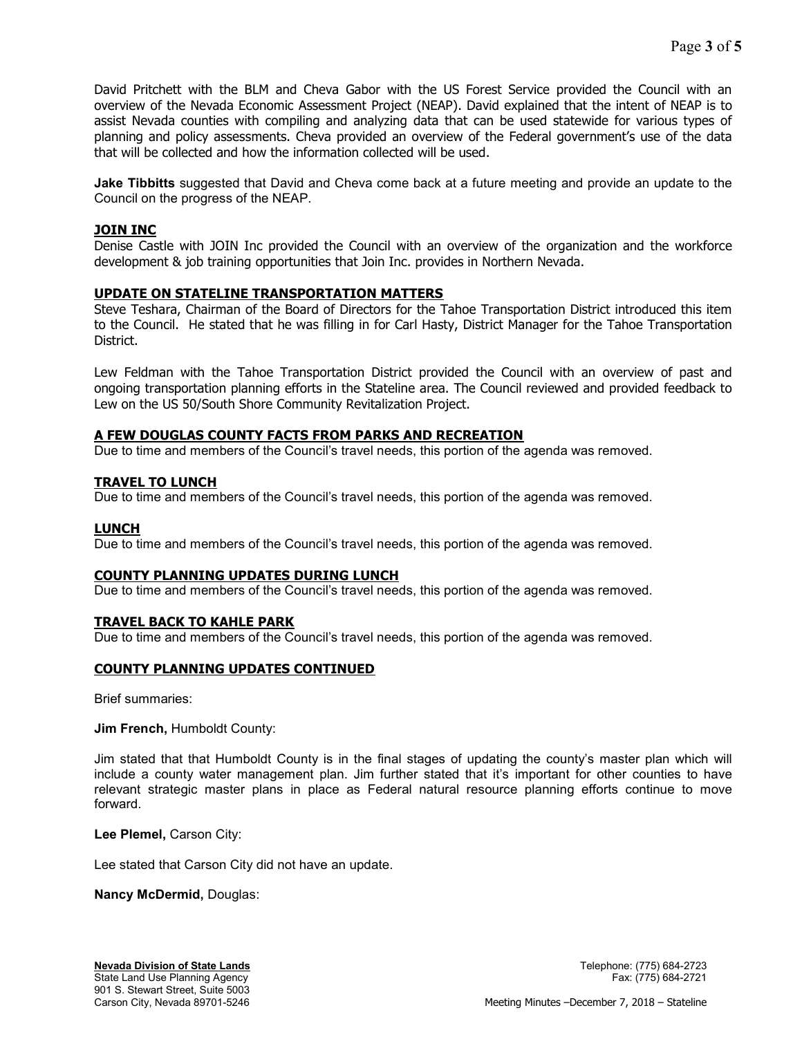David Pritchett with the BLM and Cheva Gabor with the US Forest Service provided the Council with an overview of the Nevada Economic Assessment Project (NEAP). David explained that the intent of NEAP is to assist Nevada counties with compiling and analyzing data that can be used statewide for various types of planning and policy assessments. Cheva provided an overview of the Federal government's use of the data that will be collected and how the information collected will be used.

**Jake Tibbitts** suggested that David and Cheva come back at a future meeting and provide an update to the Council on the progress of the NEAP.

### JOIN INC

Denise Castle with JOIN Inc provided the Council with an overview of the organization and the workforce development & job training opportunities that Join Inc. provides in Northern Nevada.

### UPDATE ON STATELINE TRANSPORTATION MATTERS

Steve Teshara, Chairman of the Board of Directors for the Tahoe Transportation District introduced this item to the Council. He stated that he was filling in for Carl Hasty, District Manager for the Tahoe Transportation District.

Lew Feldman with the Tahoe Transportation District provided the Council with an overview of past and ongoing transportation planning efforts in the Stateline area. The Council reviewed and provided feedback to Lew on the US 50/South Shore Community Revitalization Project.

### A FEW DOUGLAS COUNTY FACTS FROM PARKS AND RECREATION

Due to time and members of the Council's travel needs, this portion of the agenda was removed.

### TRAVEL TO LUNCH

Due to time and members of the Council's travel needs, this portion of the agenda was removed.

### LUNCH

Due to time and members of the Council's travel needs, this portion of the agenda was removed.

### COUNTY PLANNING UPDATES DURING LUNCH

Due to time and members of the Council's travel needs, this portion of the agenda was removed.

### TRAVEL BACK TO KAHLE PARK

Due to time and members of the Council's travel needs, this portion of the agenda was removed.

### COUNTY PLANNING UPDATES CONTINUED

Brief summaries:

**Jim French,** Humboldt County:

Jim stated that that Humboldt County is in the final stages of updating the county's master plan which will include a county water management plan. Jim further stated that it's important for other counties to have relevant strategic master plans in place as Federal natural resource planning efforts continue to move forward.

**Lee Plemel,** Carson City:

Lee stated that Carson City did not have an update.

**Nancy McDermid,** Douglas: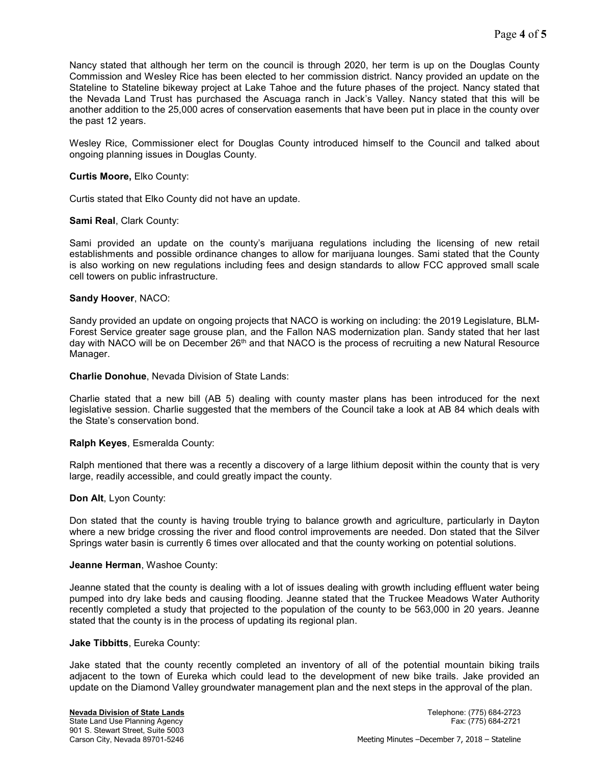Nancy stated that although her term on the council is through 2020, her term is up on the Douglas County Commission and Wesley Rice has been elected to her commission district. Nancy provided an update on the Stateline to Stateline bikeway project at Lake Tahoe and the future phases of the project. Nancy stated that the Nevada Land Trust has purchased the Ascuaga ranch in Jack's Valley. Nancy stated that this will be another addition to the 25,000 acres of conservation easements that have been put in place in the county over the past 12 years.

Wesley Rice, Commissioner elect for Douglas County introduced himself to the Council and talked about ongoing planning issues in Douglas County.

**Curtis Moore,** Elko County:

Curtis stated that Elko County did not have an update.

**Sami Real**, Clark County:

Sami provided an update on the county's marijuana regulations including the licensing of new retail establishments and possible ordinance changes to allow for marijuana lounges. Sami stated that the County is also working on new regulations including fees and design standards to allow FCC approved small scale cell towers on public infrastructure.

**Sandy Hoover**, NACO:

Sandy provided an update on ongoing projects that NACO is working on including: the 2019 Legislature, BLM-Forest Service greater sage grouse plan, and the Fallon NAS modernization plan. Sandy stated that her last day with NACO will be on December 26th and that NACO is the process of recruiting a new Natural Resource Manager.

**Charlie Donohue**, Nevada Division of State Lands:

Charlie stated that a new bill (AB 5) dealing with county master plans has been introduced for the next legislative session. Charlie suggested that the members of the Council take a look at AB 84 which deals with the State's conservation bond.

**Ralph Keyes**, Esmeralda County:

Ralph mentioned that there was a recently a discovery of a large lithium deposit within the county that is very large, readily accessible, and could greatly impact the county.

**Don Alt**, Lyon County:

Don stated that the county is having trouble trying to balance growth and agriculture, particularly in Dayton where a new bridge crossing the river and flood control improvements are needed. Don stated that the Silver Springs water basin is currently 6 times over allocated and that the county working on potential solutions.

**Jeanne Herman**, Washoe County:

Jeanne stated that the county is dealing with a lot of issues dealing with growth including effluent water being pumped into dry lake beds and causing flooding. Jeanne stated that the Truckee Meadows Water Authority recently completed a study that projected to the population of the county to be 563,000 in 20 years. Jeanne stated that the county is in the process of updating its regional plan.

**Jake Tibbitts**, Eureka County:

Jake stated that the county recently completed an inventory of all of the potential mountain biking trails adjacent to the town of Eureka which could lead to the development of new bike trails. Jake provided an update on the Diamond Valley groundwater management plan and the next steps in the approval of the plan.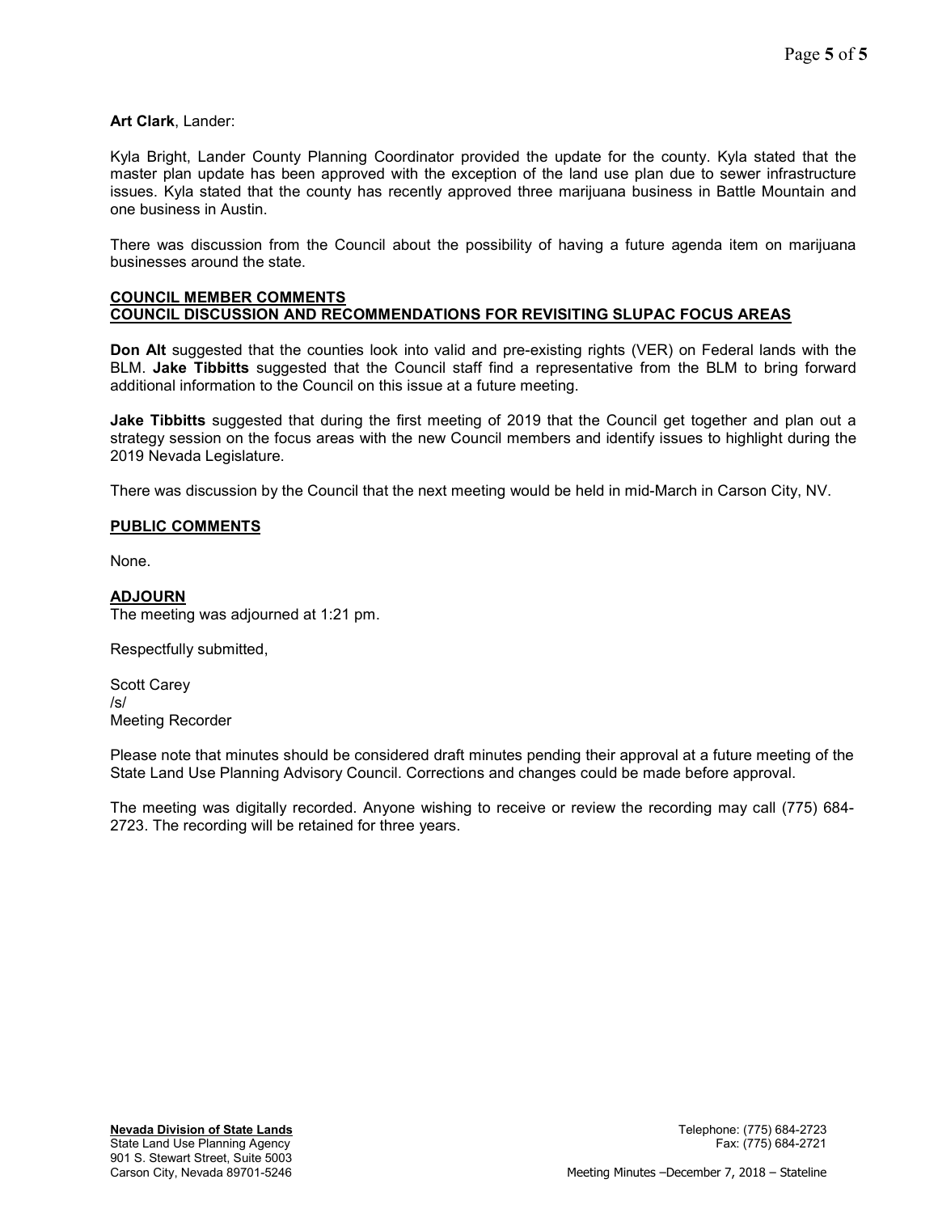**Art Clark**, Lander:

Kyla Bright, Lander County Planning Coordinator provided the update for the county. Kyla stated that the master plan update has been approved with the exception of the land use plan due to sewer infrastructure issues. Kyla stated that the county has recently approved three marijuana business in Battle Mountain and one business in Austin.

There was discussion from the Council about the possibility of having a future agenda item on marijuana businesses around the state.

**COUNCIL MEMBER COMMENTS**
**COUNCIL DISCUSSION AND RECOMMENDATIONS FOR REVISITING SLUPAC FOCUS AREAS**

**Don Alt** suggested that the counties look into valid and pre-existing rights (VER) on Federal lands with the BLM. **Jake Tibbitts** suggested that the Council staff find a representative from the BLM to bring forward additional information to the Council on this issue at a future meeting.

**Jake Tibbitts** suggested that during the first meeting of 2019 that the Council get together and plan out a strategy session on the focus areas with the new Council members and identify issues to highlight during the 2019 Nevada Legislature.

There was discussion by the Council that the next meeting would be held in mid-March in Carson City, NV.

**PUBLIC COMMENTS**

None.

**ADJOURN**

The meeting was adjourned at 1:21 pm.

Respectfully submitted,

Scott Carey
/s/
Meeting Recorder

Please note that minutes should be considered draft minutes pending their approval at a future meeting of the State Land Use Planning Advisory Council. Corrections and changes could be made before approval.

The meeting was digitally recorded. Anyone wishing to receive or review the recording may call (775) 684-2723. The recording will be retained for three years.